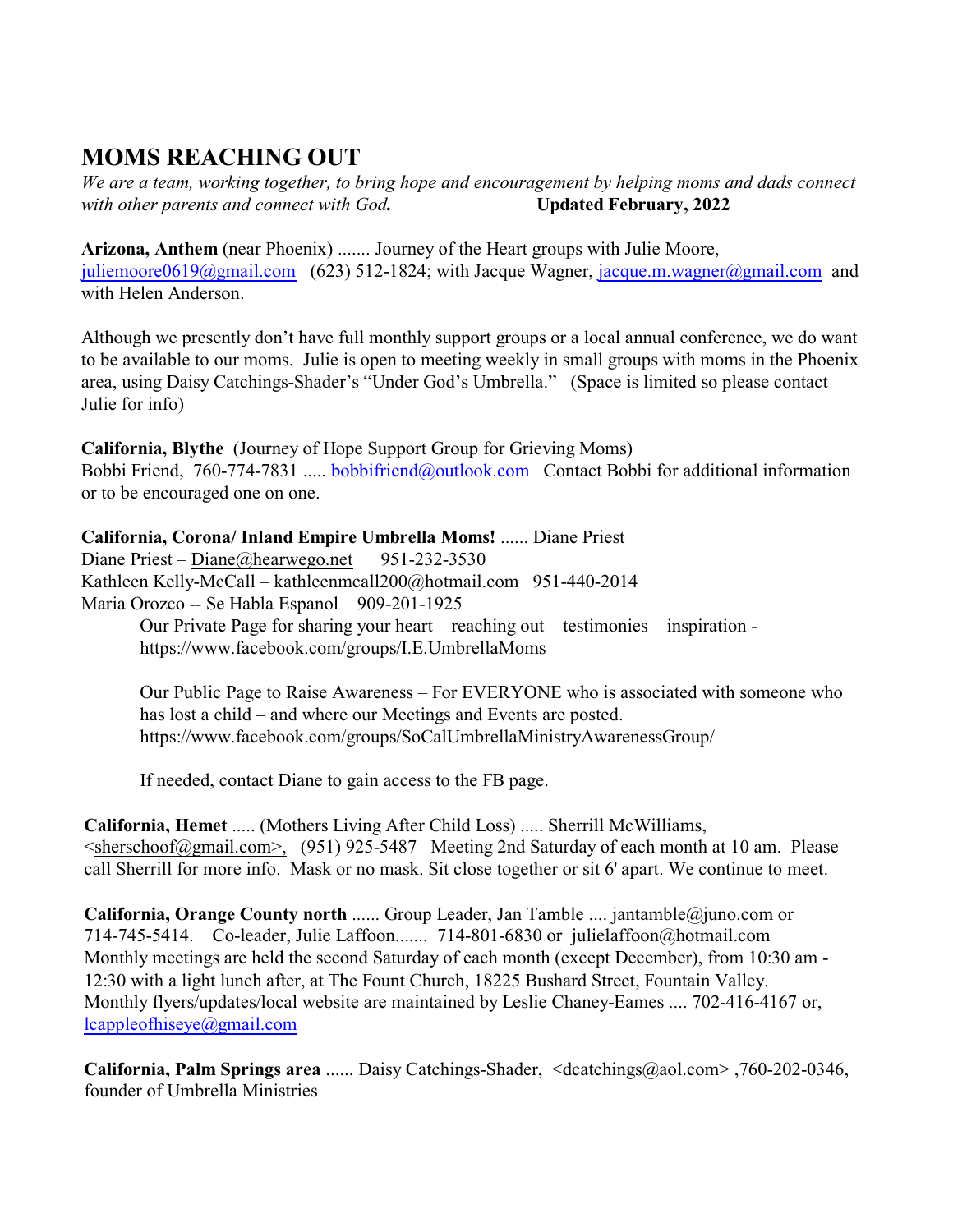# MOMS REACHING OUT

*We are a team, working together, to bring hope and encouragement by helping moms and dads connect with other parents and connect with God.* **Updated February, 2022**

**Arizona, Anthem** (near Phoenix) ....... Journey of the Heart groups with Julie Moore, juliemoore0619@gmail.com (623) 512-1824; with Jacque Wagner, jacque.m.wagner@gmail.com and with Helen Anderson.

Although we presently don't have full monthly support groups or a local annual conference, we do want to be available to our moms. Julie is open to meeting weekly in small groups with moms in the Phoenix area, using Daisy Catchings-Shader's "Under God's Umbrella." (Space is limited so please contact Julie for info)

**California, Blythe** (Journey of Hope Support Group for Grieving Moms)
Bobbi Friend, 760-774-7831 ..... bobbifriend@outlook.com Contact Bobbi for additional information or to be encouraged one on one.

**California, Corona/ Inland Empire Umbrella Moms!** ...... Diane Priest
Diane Priest – Diane@hearwego.net 951-232-3530
Kathleen Kelly-McCall – kathleenmcall200@hotmail.com 951-440-2014
Maria Orozco -- Se Habla Espanol – 909-201-1925

Our Private Page for sharing your heart – reaching out – testimonies – inspiration - https://www.facebook.com/groups/I.E.UmbrellaMoms

Our Public Page to Raise Awareness – For EVERYONE who is associated with someone who has lost a child – and where our Meetings and Events are posted. https://www.facebook.com/groups/SoCalUmbrellaMinistryAwarenessGroup/

If needed, contact Diane to gain access to the FB page.

**California, Hemet** ..... (Mothers Living After Child Loss) ..... Sherrill McWilliams, <sherschoof@gmail.com>, (951) 925-5487 Meeting 2nd Saturday of each month at 10 am. Please call Sherrill for more info. Mask or no mask. Sit close together or sit 6' apart. We continue to meet.

**California, Orange County north** ...... Group Leader, Jan Tamble .... jantamble@juno.com or 714-745-5414. Co-leader, Julie Laffoon....... 714-801-6830 or julielaffoon@hotmail.com Monthly meetings are held the second Saturday of each month (except December), from 10:30 am - 12:30 with a light lunch after, at The Fount Church, 18225 Bushard Street, Fountain Valley. Monthly flyers/updates/local website are maintained by Leslie Chaney-Eames .... 702-416-4167 or, lcappleofhiseye@gmail.com

**California, Palm Springs area** ...... Daisy Catchings-Shader, <dcatchings@aol.com> ,760-202-0346, founder of Umbrella Ministries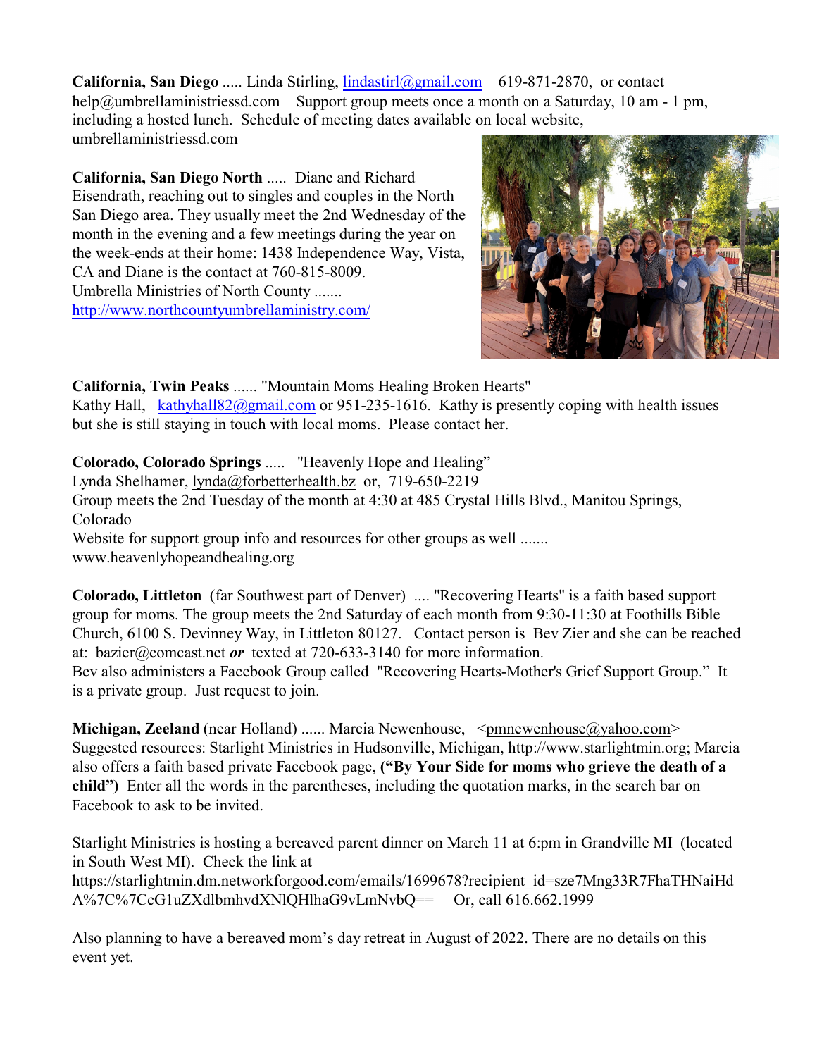**California, San Diego** ..... Linda Stirling, lindastirl@gmail.com 619-871-2870, or contact help@umbrellaministriessd.com Support group meets once a month on a Saturday, 10 am - 1 pm, including a hosted lunch. Schedule of meeting dates available on local website, umbrellaministriessd.com

**California, San Diego North** ..... Diane and Richard Eisendrath, reaching out to singles and couples in the North San Diego area. They usually meet the 2nd Wednesday of the month in the evening and a few meetings during the year on the week-ends at their home: 1438 Independence Way, Vista, CA and Diane is the contact at 760-815-8009.
Umbrella Ministries of North County .......
http://www.northcountyumbrellaministry.com/

**California, Twin Peaks** ...... "Mountain Moms Healing Broken Hearts"
Kathy Hall, kathyhall82@gmail.com or 951-235-1616. Kathy is presently coping with health issues but she is still staying in touch with local moms. Please contact her.

**Colorado, Colorado Springs** ..... "Heavenly Hope and Healing"
Lynda Shelhamer, lynda@forbetterhealth.bz or, 719-650-2219
Group meets the 2nd Tuesday of the month at 4:30 at 485 Crystal Hills Blvd., Manitou Springs, Colorado
Website for support group info and resources for other groups as well .......
www.heavenlyhopeandhealing.org

**Colorado, Littleton** (far Southwest part of Denver) .... "Recovering Hearts" is a faith based support group for moms. The group meets the 2nd Saturday of each month from 9:30-11:30 at Foothills Bible Church, 6100 S. Devinney Way, in Littleton 80127. Contact person is Bev Zier and she can be reached at: bazier@comcast.net ***or*** texted at 720-633-3140 for more information.
Bev also administers a Facebook Group called "Recovering Hearts-Mother's Grief Support Group." It is a private group. Just request to join.

**Michigan, Zeeland** (near Holland) ...... Marcia Newenhouse, <pmnewenhouse@yahoo.com>
Suggested resources: Starlight Ministries in Hudsonville, Michigan, http://www.starlightmin.org; Marcia also offers a faith based private Facebook page, **("By Your Side for moms who grieve the death of a child")** Enter all the words in the parentheses, including the quotation marks, in the search bar on Facebook to ask to be invited.

Starlight Ministries is hosting a bereaved parent dinner on March 11 at 6:pm in Grandville MI (located in South West MI). Check the link at
https://starlightmin.dm.networkforgood.com/emails/1699678?recipient_id=sze7Mng33R7FhaTHNaiHdA%7C%7CcG1uZXdlbmhvdXNlQHlhaG9vLmNvbQ== Or, call 616.662.1999

Also planning to have a bereaved mom's day retreat in August of 2022. There are no details on this event yet.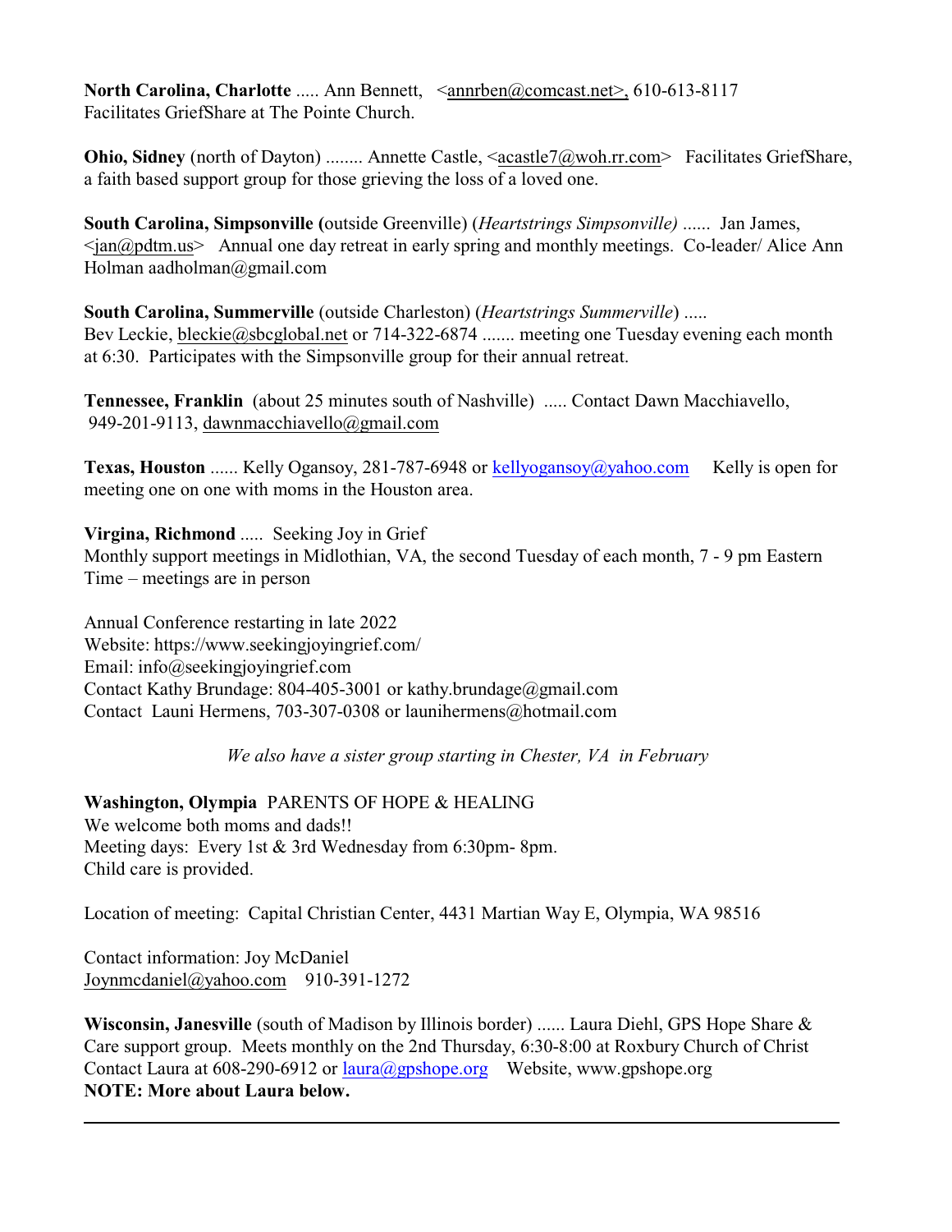**North Carolina, Charlotte** ..... Ann Bennett, <annrben@comcast.net>, 610-613-8117
Facilitates GriefShare at The Pointe Church.

**Ohio, Sidney** (north of Dayton) ........ Annette Castle, <acastle7@woh.rr.com> Facilitates GriefShare, a faith based support group for those grieving the loss of a loved one.

**South Carolina, Simpsonville (**outside Greenville) (*Heartstrings Simpsonville)* ...... Jan James, <jan@pdtm.us> Annual one day retreat in early spring and monthly meetings. Co-leader/ Alice Ann Holman aadholman@gmail.com

**South Carolina, Summerville** (outside Charleston) (*Heartstrings Summerville*) .....
Bev Leckie, bleckie@sbcglobal.net or 714-322-6874 ....... meeting one Tuesday evening each month at 6:30. Participates with the Simpsonville group for their annual retreat.

**Tennessee, Franklin** (about 25 minutes south of Nashville) ..... Contact Dawn Macchiavello, 949-201-9113, dawnmacchiavello@gmail.com

**Texas, Houston** ...... Kelly Ogansoy, 281-787-6948 or kellyogansoy@yahoo.com Kelly is open for meeting one on one with moms in the Houston area.

**Virgina, Richmond** ..... Seeking Joy in Grief
Monthly support meetings in Midlothian, VA, the second Tuesday of each month, 7 - 9 pm Eastern Time – meetings are in person

Annual Conference restarting in late 2022
Website: https://www.seekingjoyingrief.com/
Email: info@seekingjoyingrief.com
Contact Kathy Brundage: 804-405-3001 or kathy.brundage@gmail.com
Contact Launi Hermens, 703-307-0308 or launihermens@hotmail.com

*We also have a sister group starting in Chester, VA in February*

**Washington, Olympia** PARENTS OF HOPE & HEALING
We welcome both moms and dads!!
Meeting days: Every 1st & 3rd Wednesday from 6:30pm- 8pm.
Child care is provided.

Location of meeting: Capital Christian Center, 4431 Martian Way E, Olympia, WA 98516

Contact information: Joy McDaniel
Joynmcdaniel@yahoo.com 910-391-1272

**Wisconsin, Janesville** (south of Madison by Illinois border) ...... Laura Diehl, GPS Hope Share & Care support group. Meets monthly on the 2nd Thursday, 6:30-8:00 at Roxbury Church of Christ
Contact Laura at 608-290-6912 or laura@gpshope.org Website, www.gpshope.org
**NOTE: More about Laura below.**

---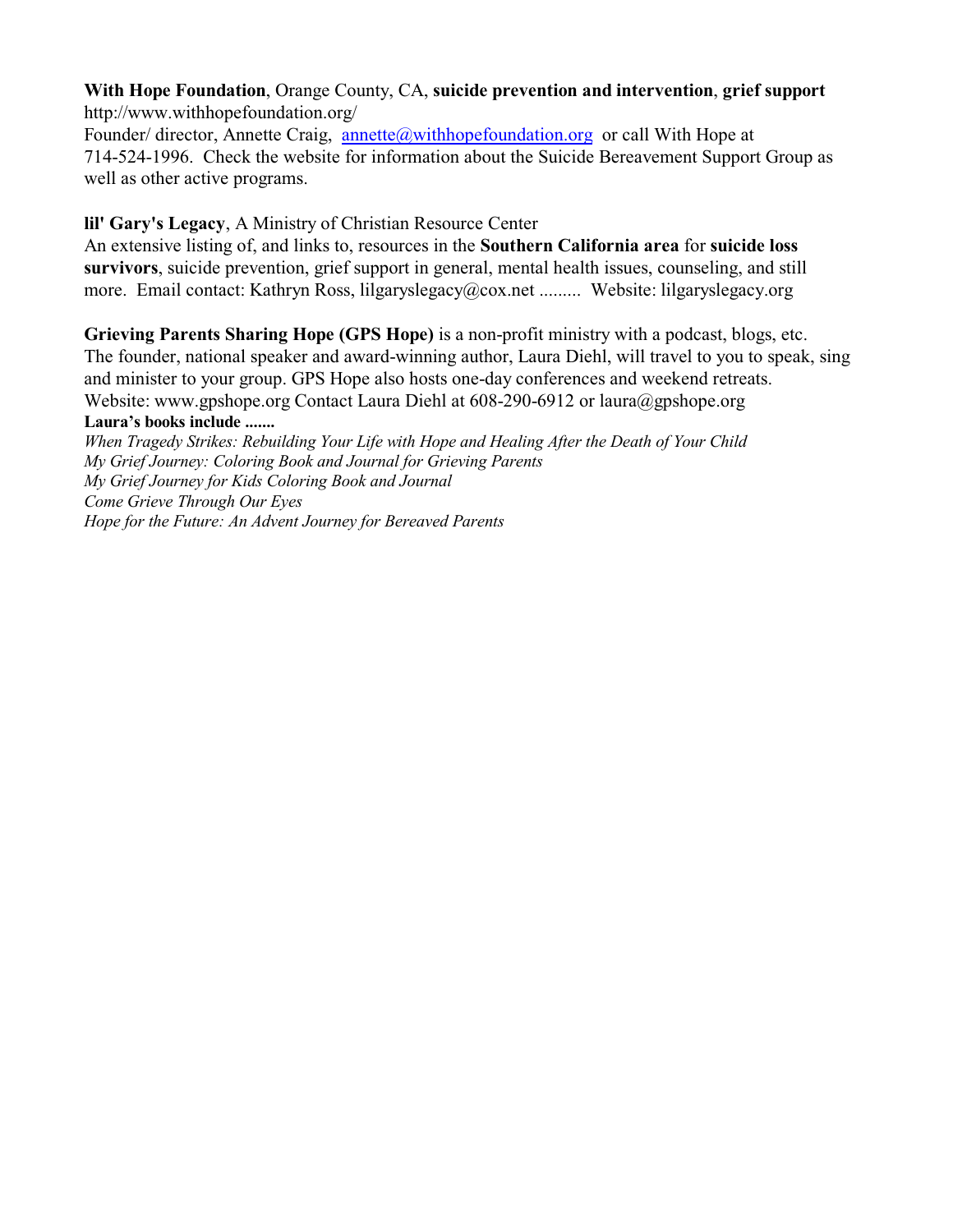**With Hope Foundation**, Orange County, CA, **suicide prevention and intervention**, **grief support**
http://www.withhopefoundation.org/
Founder/ director, Annette Craig, annette@withhopefoundation.org or call With Hope at 714-524-1996. Check the website for information about the Suicide Bereavement Support Group as well as other active programs.

**lil' Gary's Legacy**, A Ministry of Christian Resource Center
An extensive listing of, and links to, resources in the **Southern California area** for **suicide loss survivors**, suicide prevention, grief support in general, mental health issues, counseling, and still more. Email contact: Kathryn Ross, lilgaryslegacy@cox.net ......... Website: lilgaryslegacy.org

**Grieving Parents Sharing Hope (GPS Hope)** is a non-profit ministry with a podcast, blogs, etc. The founder, national speaker and award-winning author, Laura Diehl, will travel to you to speak, sing and minister to your group. GPS Hope also hosts one-day conferences and weekend retreats.
Website: www.gpshope.org Contact Laura Diehl at 608-290-6912 or laura@gpshope.org

**Laura's books include .......**

*When Tragedy Strikes: Rebuilding Your Life with Hope and Healing After the Death of Your Child*
*My Grief Journey: Coloring Book and Journal for Grieving Parents*
*My Grief Journey for Kids Coloring Book and Journal*
*Come Grieve Through Our Eyes*
*Hope for the Future: An Advent Journey for Bereaved Parents*